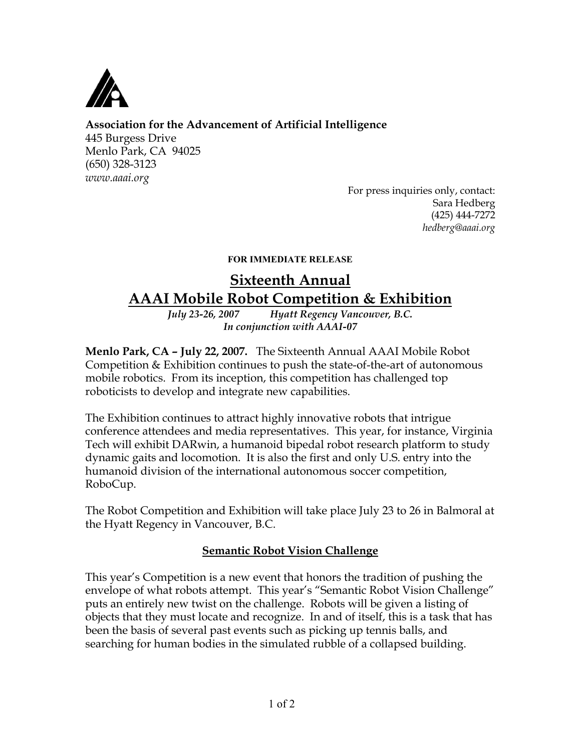**Association for the Advancement of Artificial Intelligence**
445 Burgess Drive
Menlo Park, CA 94025
(650) 328-3123
*www.aaai.org*

For press inquiries only, contact:
Sara Hedberg
(425) 444-7272
*hedberg@aaai.org*

**FOR IMMEDIATE RELEASE**

# Sixteenth Annual AAAI Mobile Robot Competition & Exhibition

***July 23-26, 2007 Hyatt Regency Vancouver, B.C.***
***In conjunction with AAAI-07***

**Menlo Park, CA – July 22, 2007.** The Sixteenth Annual AAAI Mobile Robot Competition & Exhibition continues to push the state-of-the-art of autonomous mobile robotics. From its inception, this competition has challenged top roboticists to develop and integrate new capabilities.

The Exhibition continues to attract highly innovative robots that intrigue conference attendees and media representatives. This year, for instance, Virginia Tech will exhibit DARwin, a humanoid bipedal robot research platform to study dynamic gaits and locomotion. It is also the first and only U.S. entry into the humanoid division of the international autonomous soccer competition, RoboCup.

The Robot Competition and Exhibition will take place July 23 to 26 in Balmoral at the Hyatt Regency in Vancouver, B.C.

## Semantic Robot Vision Challenge

This year's Competition is a new event that honors the tradition of pushing the envelope of what robots attempt. This year's "Semantic Robot Vision Challenge" puts an entirely new twist on the challenge. Robots will be given a listing of objects that they must locate and recognize. In and of itself, this is a task that has been the basis of several past events such as picking up tennis balls, and searching for human bodies in the simulated rubble of a collapsed building.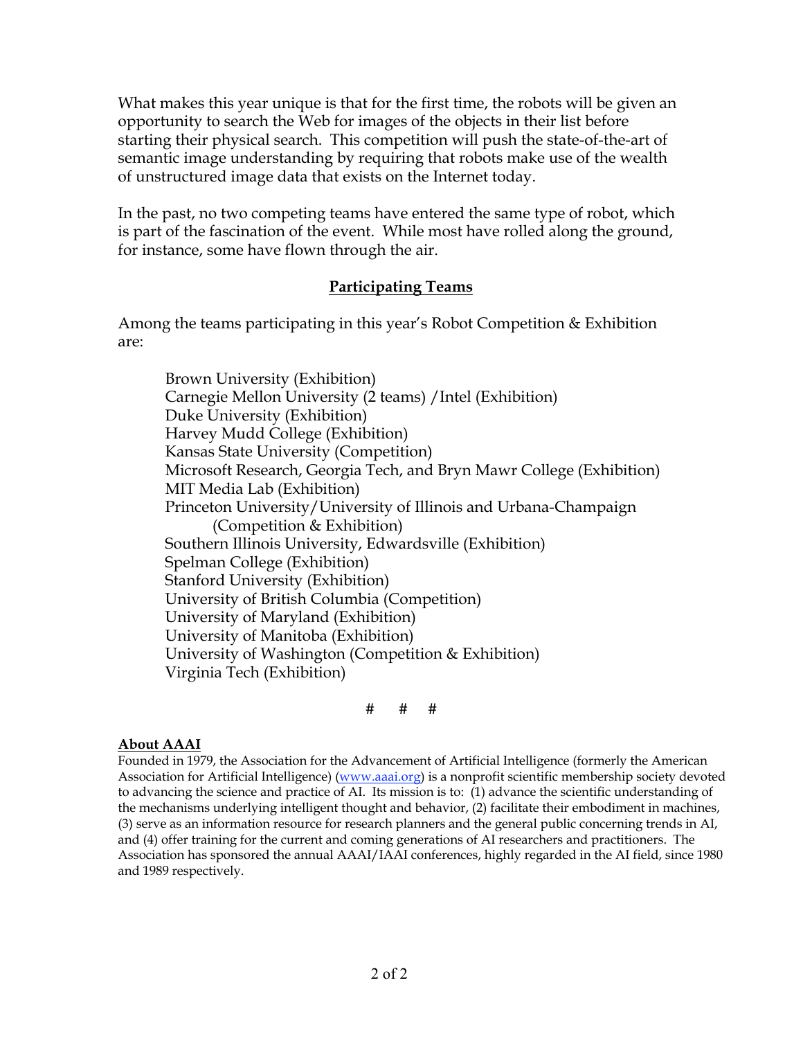What makes this year unique is that for the first time, the robots will be given an opportunity to search the Web for images of the objects in their list before starting their physical search. This competition will push the state-of-the-art of semantic image understanding by requiring that robots make use of the wealth of unstructured image data that exists on the Internet today.

In the past, no two competing teams have entered the same type of robot, which is part of the fascination of the event. While most have rolled along the ground, for instance, some have flown through the air.

## Participating Teams

Among the teams participating in this year's Robot Competition & Exhibition are:

- Brown University (Exhibition)
- Carnegie Mellon University (2 teams) /Intel (Exhibition)
- Duke University (Exhibition)
- Harvey Mudd College (Exhibition)
- Kansas State University (Competition)
- Microsoft Research, Georgia Tech, and Bryn Mawr College (Exhibition)
- MIT Media Lab (Exhibition)
- Princeton University/University of Illinois and Urbana-Champaign (Competition & Exhibition)
- Southern Illinois University, Edwardsville (Exhibition)
- Spelman College (Exhibition)
- Stanford University (Exhibition)
- University of British Columbia (Competition)
- University of Maryland (Exhibition)
- University of Manitoba (Exhibition)
- University of Washington (Competition & Exhibition)
- Virginia Tech (Exhibition)

# # #

**About AAAI**

Founded in 1979, the Association for the Advancement of Artificial Intelligence (formerly the American Association for Artificial Intelligence) (www.aaai.org) is a nonprofit scientific membership society devoted to advancing the science and practice of AI. Its mission is to: (1) advance the scientific understanding of the mechanisms underlying intelligent thought and behavior, (2) facilitate their embodiment in machines, (3) serve as an information resource for research planners and the general public concerning trends in AI, and (4) offer training for the current and coming generations of AI researchers and practitioners. The Association has sponsored the annual AAAI/IAAI conferences, highly regarded in the AI field, since 1980 and 1989 respectively.